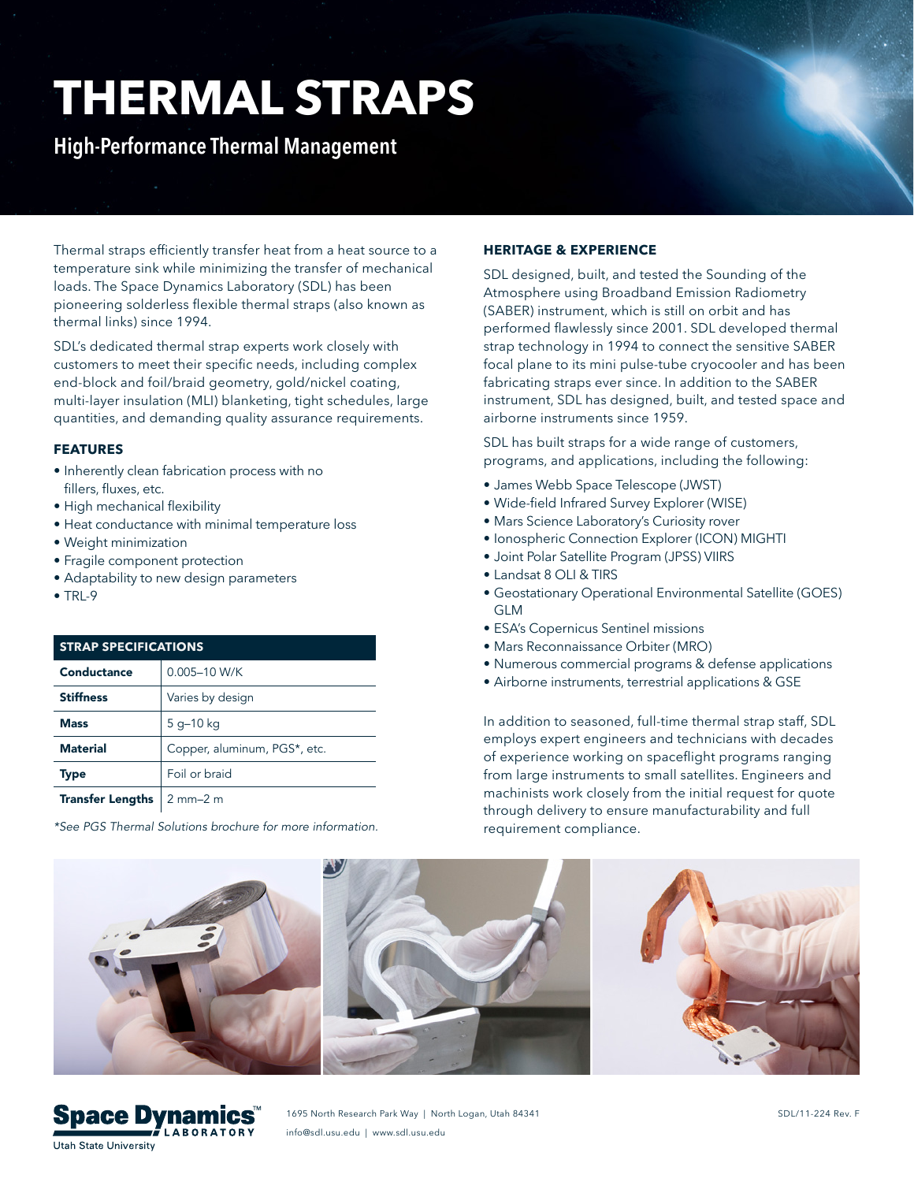# THERMAL STRAPS

## High-Performance Thermal Management

Thermal straps efficiently transfer heat from a heat source to a temperature sink while minimizing the transfer of mechanical loads. The Space Dynamics Laboratory (SDL) has been pioneering solderless flexible thermal straps (also known as thermal links) since 1994.

SDL's dedicated thermal strap experts work closely with customers to meet their specific needs, including complex end-block and foil/braid geometry, gold/nickel coating, multi-layer insulation (MLI) blanketing, tight schedules, large quantities, and demanding quality assurance requirements.

### FEATURES

- Inherently clean fabrication process with no fillers, fluxes, etc.
- High mechanical flexibility
- Heat conductance with minimal temperature loss
- Weight minimization
- Fragile component protection
- Adaptability to new design parameters
- TRL-9

| STRAP SPECIFICATIONS | |
|---|---|
| **Conductance** | 0.005–10 W/K |
| **Stiffness** | Varies by design |
| **Mass** | 5 g–10 kg |
| **Material** | Copper, aluminum, PGS*, etc. |
| **Type** | Foil or braid |
| **Transfer Lengths** | 2 mm–2 m |

*\*See PGS Thermal Solutions brochure for more information.*

### HERITAGE & EXPERIENCE

SDL designed, built, and tested the Sounding of the Atmosphere using Broadband Emission Radiometry (SABER) instrument, which is still on orbit and has performed flawlessly since 2001. SDL developed thermal strap technology in 1994 to connect the sensitive SABER focal plane to its mini pulse-tube cryocooler and has been fabricating straps ever since. In addition to the SABER instrument, SDL has designed, built, and tested space and airborne instruments since 1959.

SDL has built straps for a wide range of customers, programs, and applications, including the following:

- James Webb Space Telescope (JWST)
- Wide-field Infrared Survey Explorer (WISE)
- Mars Science Laboratory's Curiosity rover
- Ionospheric Connection Explorer (ICON) MIGHTI
- Joint Polar Satellite Program (JPSS) VIIRS
- Landsat 8 OLI & TIRS
- Geostationary Operational Environmental Satellite (GOES) GLM
- ESA's Copernicus Sentinel missions
- Mars Reconnaissance Orbiter (MRO)
- Numerous commercial programs & defense applications
- Airborne instruments, terrestrial applications & GSE

In addition to seasoned, full-time thermal strap staff, SDL employs expert engineers and technicians with decades of experience working on spaceflight programs ranging from large instruments to small satellites. Engineers and machinists work closely from the initial request for quote through delivery to ensure manufacturability and full requirement compliance.

Space Dynamics Laboratory — Utah State University

1695 North Research Park Way | North Logan, Utah 84341

info@sdl.usu.edu | www.sdl.usu.edu

SDL/11-224 Rev. F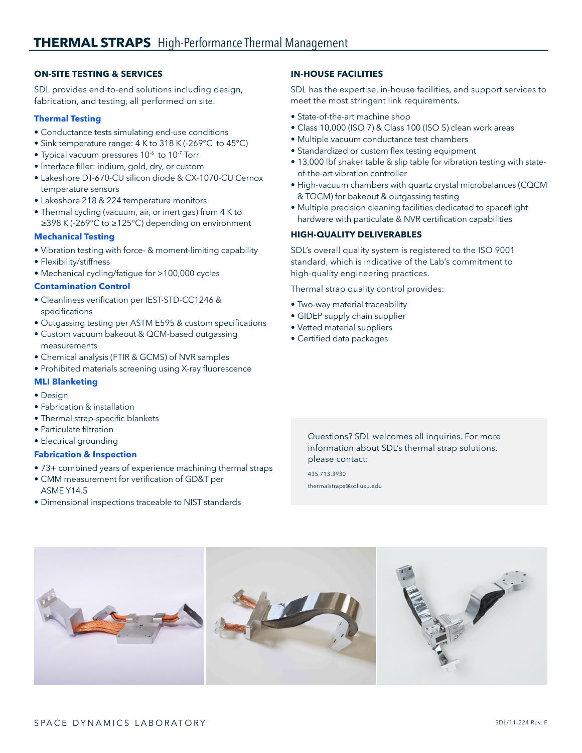# THERMAL STRAPS High-Performance Thermal Management

## ON-SITE TESTING & SERVICES

SDL provides end-to-end solutions including design, fabrication, and testing, all performed on site.

### Thermal Testing

- Conductance tests simulating end-use conditions
- Sink temperature range: 4 K to 318 K (-269°C to 45°C)
- Typical vacuum pressures $10^{-6}$ to $10^{-7}$ Torr
- Interface filler: indium, gold, dry, or custom
- Lakeshore DT-670-CU silicon diode & CX-1070-CU Cernox temperature sensors
- Lakeshore 218 & 224 temperature monitors
- Thermal cycling (vacuum, air, or inert gas) from 4 K to ≥398 K (-269°C to ≥125°C) depending on environment

### Mechanical Testing

- Vibration testing with force- & moment-limiting capability
- Flexibility/stiffness
- Mechanical cycling/fatigue for >100,000 cycles

### Contamination Control

- Cleanliness verification per IEST-STD-CC1246 & specifications
- Outgassing testing per ASTM E595 & custom specifications
- Custom vacuum bakeout & QCM-based outgassing measurements
- Chemical analysis (FTIR & GCMS) of NVR samples
- Prohibited materials screening using X-ray fluorescence

### MLI Blanketing

- Design
- Fabrication & installation
- Thermal strap-specific blankets
- Particulate filtration
- Electrical grounding

### Fabrication & Inspection

- 73+ combined years of experience machining thermal straps
- CMM measurement for verification of GD&T per ASME Y14.5
- Dimensional inspections traceable to NIST standards

## IN-HOUSE FACILITIES

SDL has the expertise, in-house facilities, and support services to meet the most stringent link requirements.

- State-of-the-art machine shop
- Class 10,000 (ISO 7) & Class 100 (ISO 5) clean work areas
- Multiple vacuum conductance test chambers
- Standardized or custom flex testing equipment
- 13,000 lbf shaker table & slip table for vibration testing with state-of-the-art vibration controller
- High-vacuum chambers with quartz crystal microbalances (CQCM & TQCM) for bakeout & outgassing testing
- Multiple precision cleaning facilities dedicated to spaceflight hardware with particulate & NVR certification capabilities

## HIGH-QUALITY DELIVERABLES

SDL's overall quality system is registered to the ISO 9001 standard, which is indicative of the Lab's commitment to high-quality engineering practices.

Thermal strap quality control provides:

- Two-way material traceability
- GIDEP supply chain supplier
- Vetted material suppliers
- Certified data packages

Questions? SDL welcomes all inquiries. For more information about SDL's thermal strap solutions, please contact:

435.713.3930

thermalstraps@sdl.usu.edu

SPACE DYNAMICS LABORATORY

SDL/11-224 Rev. F